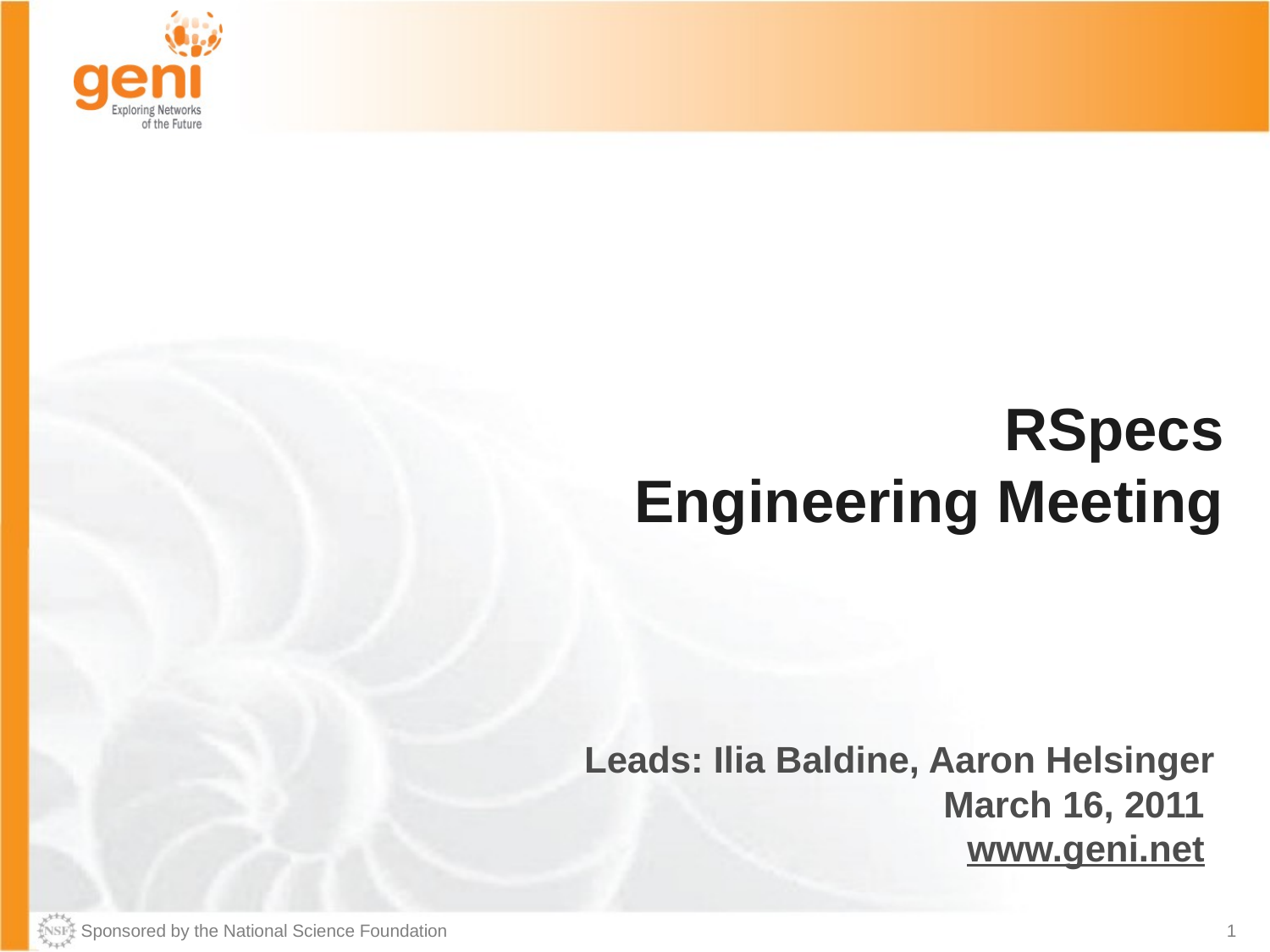# RSpecs Engineering Meeting

**Leads: Ilia Baldine, Aaron Helsinger**

**March 16, 2011**

**www.geni.net**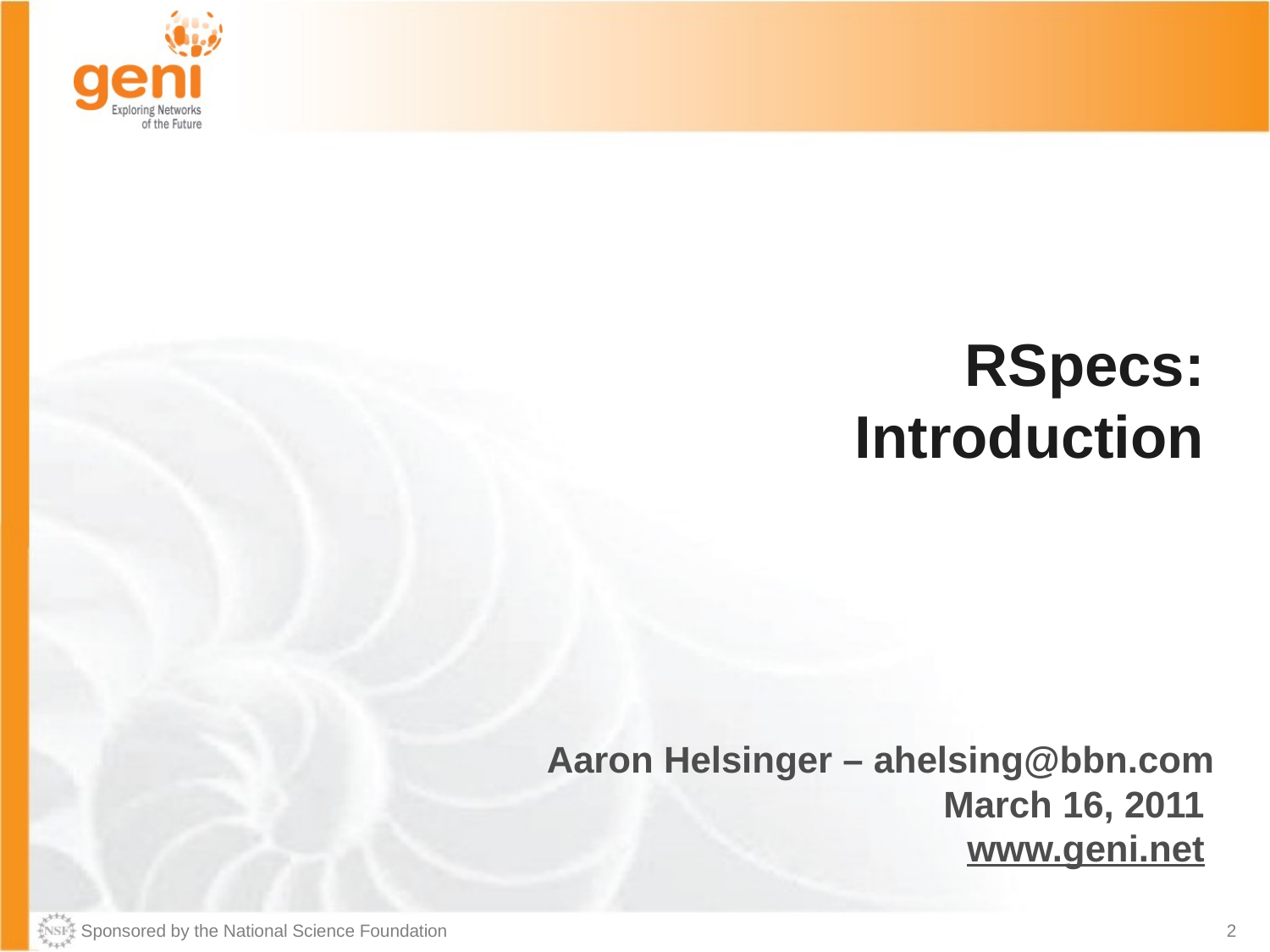# RSpecs: Introduction

**Aaron Helsinger – ahelsing@bbn.com**

**March 16, 2011**

**www.geni.net**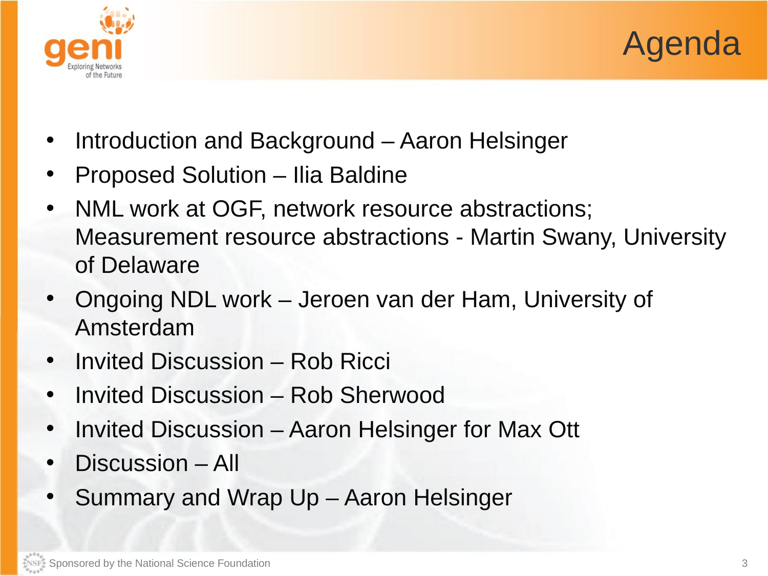# Agenda

- Introduction and Background – Aaron Helsinger
- Proposed Solution – Ilia Baldine
- NML work at OGF, network resource abstractions; Measurement resource abstractions - Martin Swany, University of Delaware
- Ongoing NDL work – Jeroen van der Ham, University of Amsterdam
- Invited Discussion – Rob Ricci
- Invited Discussion – Rob Sherwood
- Invited Discussion – Aaron Helsinger for Max Ott
- Discussion – All
- Summary and Wrap Up – Aaron Helsinger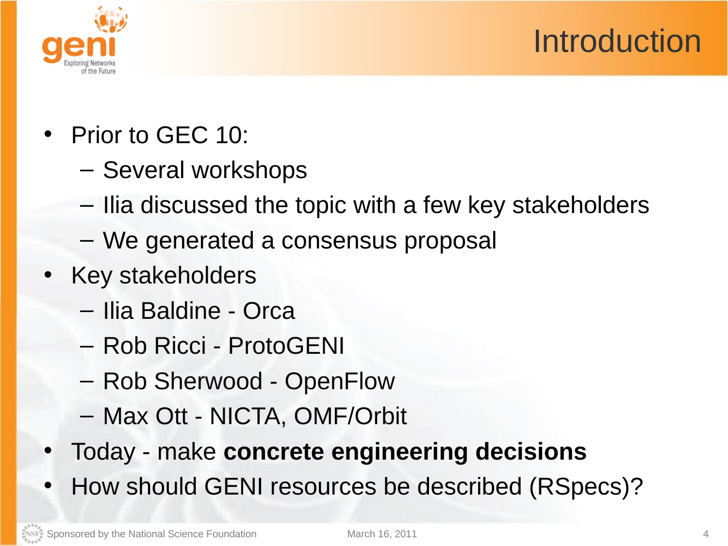# Introduction

- Prior to GEC 10:
  - Several workshops
  - Ilia discussed the topic with a few key stakeholders
  - We generated a consensus proposal
- Key stakeholders
  - Ilia Baldine - Orca
  - Rob Ricci - ProtoGENI
  - Rob Sherwood - OpenFlow
  - Max Ott - NICTA, OMF/Orbit
- Today - make **concrete engineering decisions**
- How should GENI resources be described (RSpecs)?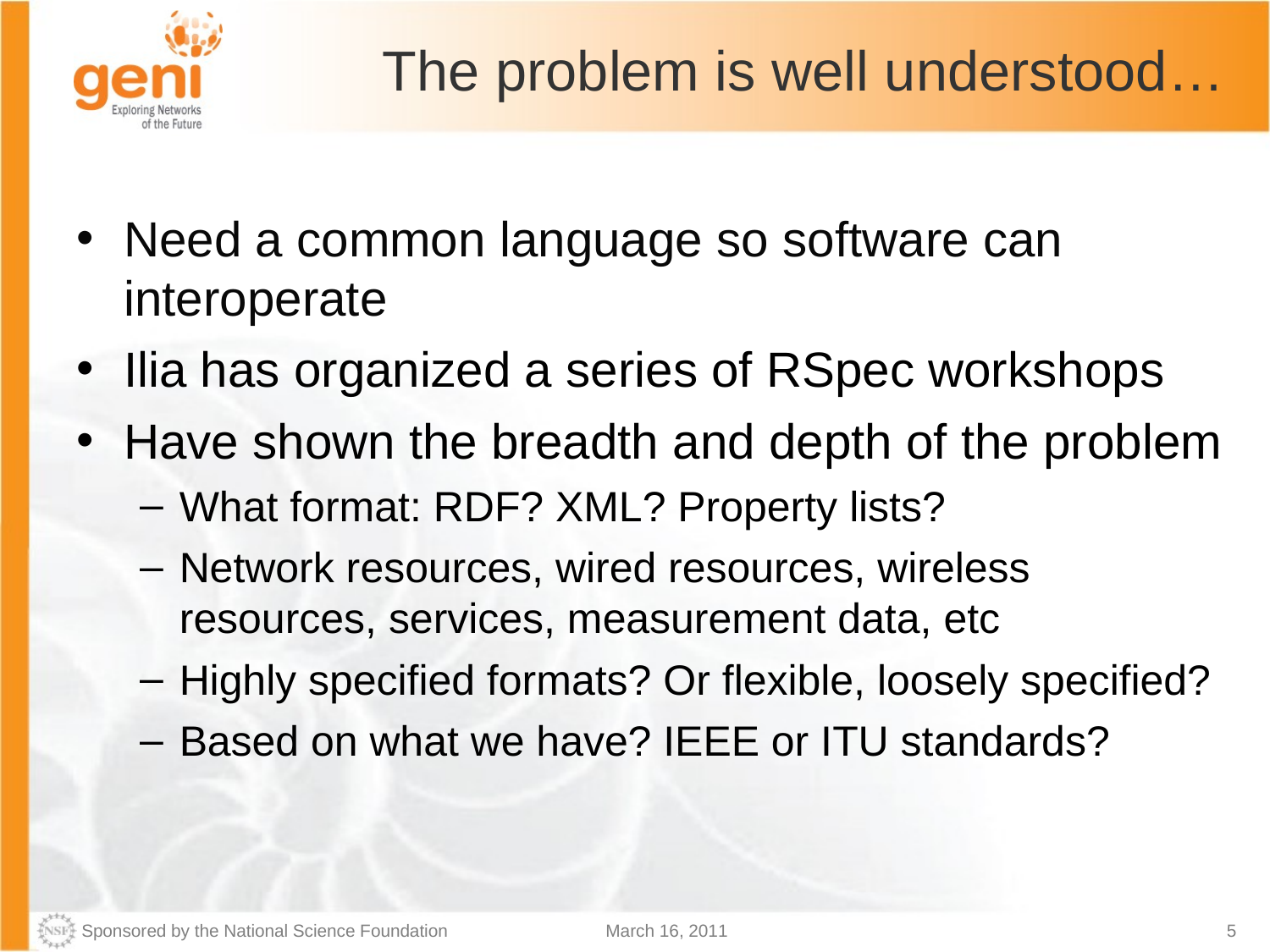# The problem is well understood…

- Need a common language so software can interoperate
- Ilia has organized a series of RSpec workshops
- Have shown the breadth and depth of the problem
  - What format: RDF? XML? Property lists?
  - Network resources, wired resources, wireless resources, services, measurement data, etc
  - Highly specified formats? Or flexible, loosely specified?
  - Based on what we have? IEEE or ITU standards?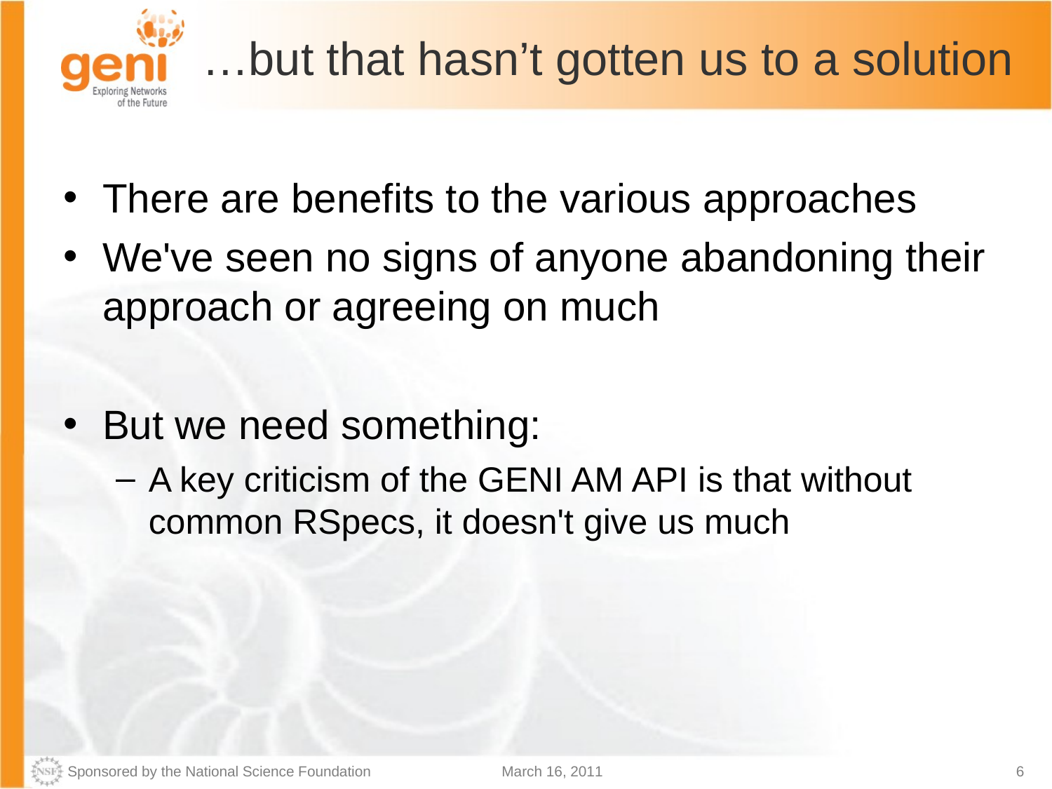# …but that hasn't gotten us to a solution

- There are benefits to the various approaches
- We've seen no signs of anyone abandoning their approach or agreeing on much

- But we need something:
  - A key criticism of the GENI AM API is that without common RSpecs, it doesn't give us much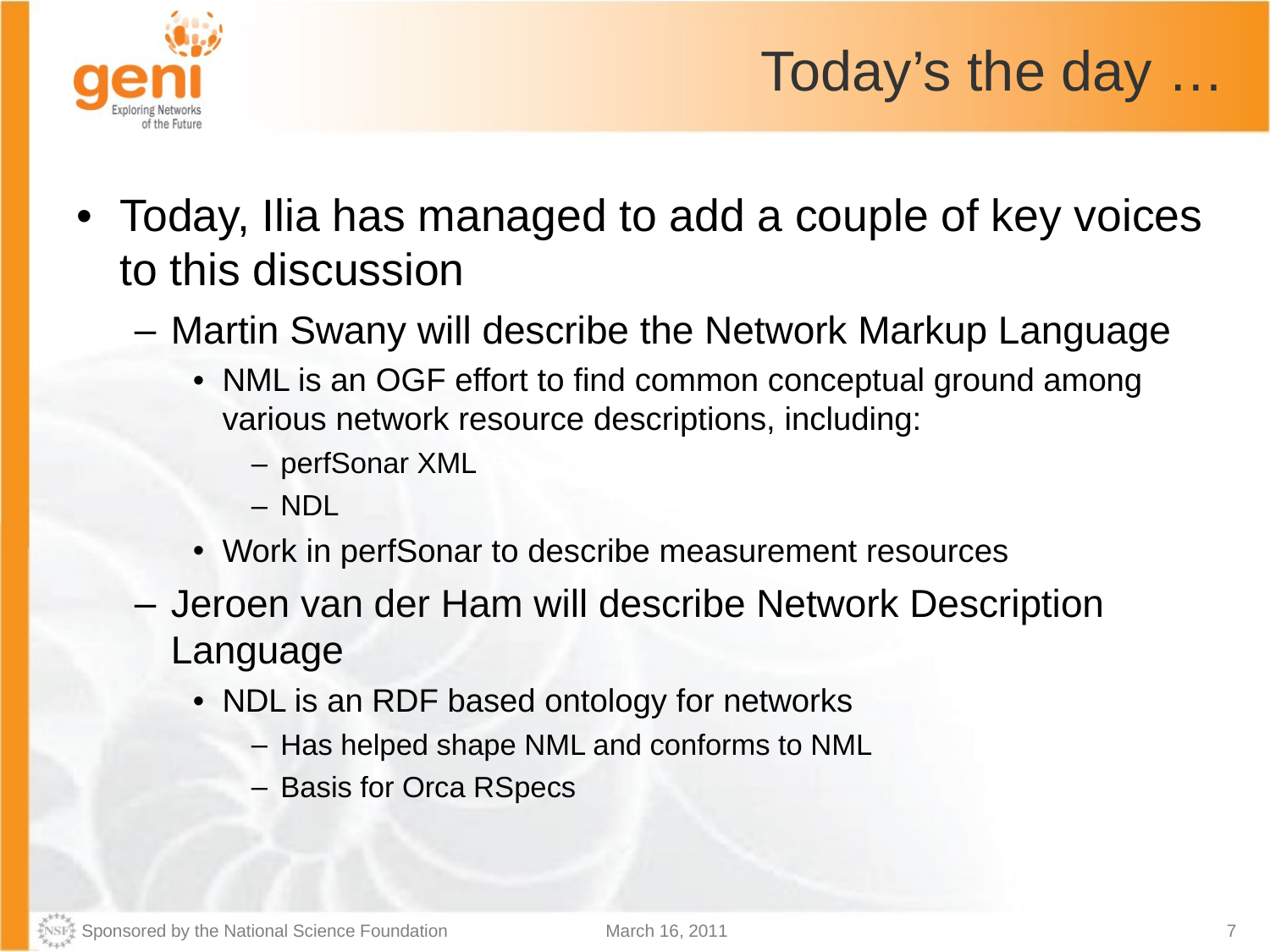# Today's the day …

- Today, Ilia has managed to add a couple of key voices to this discussion
  - Martin Swany will describe the Network Markup Language
    - NML is an OGF effort to find common conceptual ground among various network resource descriptions, including:
      - perfSonar XML
      - NDL
    - Work in perfSonar to describe measurement resources
  - Jeroen van der Ham will describe Network Description Language
    - NDL is an RDF based ontology for networks
      - Has helped shape NML and conforms to NML
      - Basis for Orca RSpecs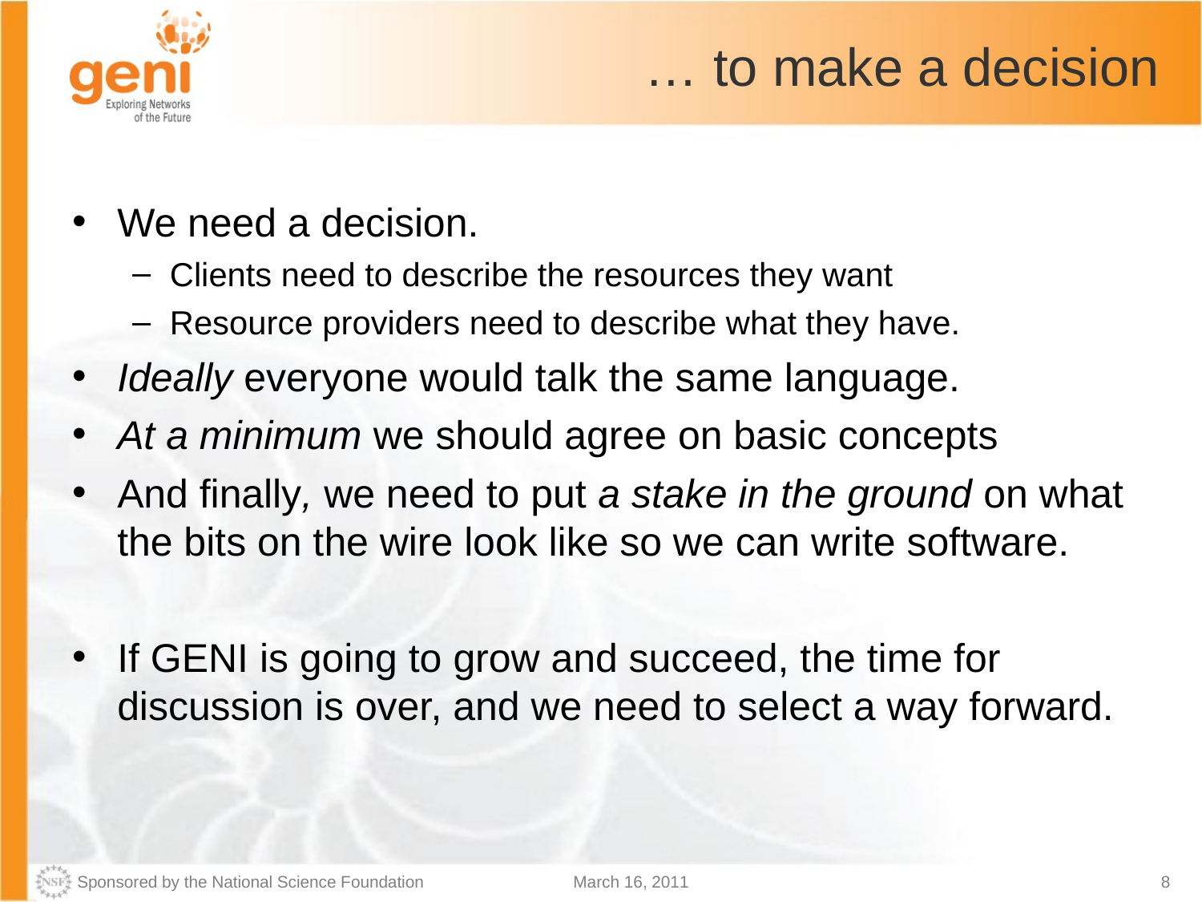# … to make a decision

- We need a decision.
  - Clients need to describe the resources they want
  - Resource providers need to describe what they have.
- *Ideally* everyone would talk the same language.
- *At a minimum* we should agree on basic concepts
- And finally, we need to put *a stake in the ground* on what the bits on the wire look like so we can write software.

- If GENI is going to grow and succeed, the time for discussion is over, and we need to select a way forward.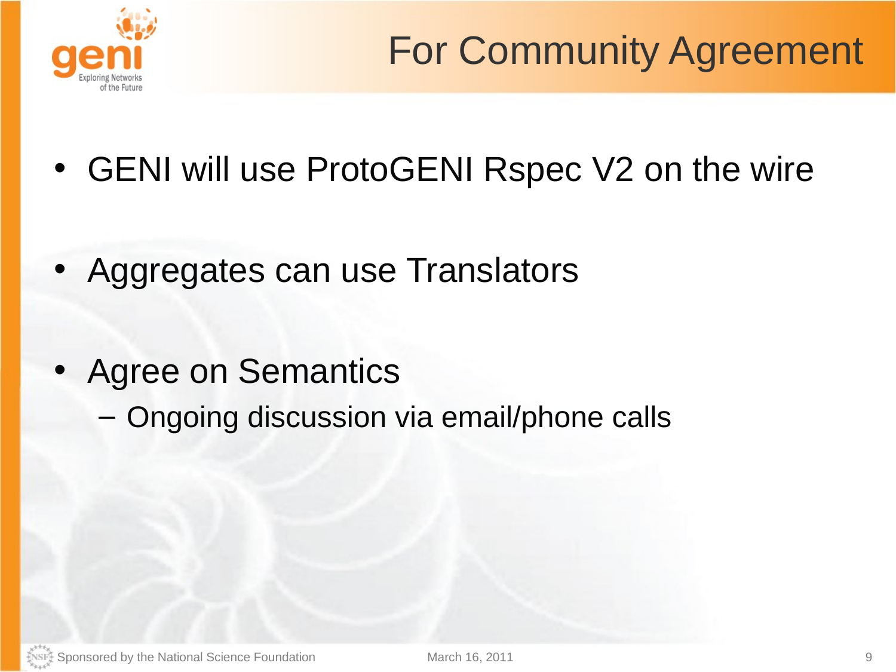# For Community Agreement

- GENI will use ProtoGENI Rspec V2 on the wire
- Aggregates can use Translators
- Agree on Semantics
  - Ongoing discussion via email/phone calls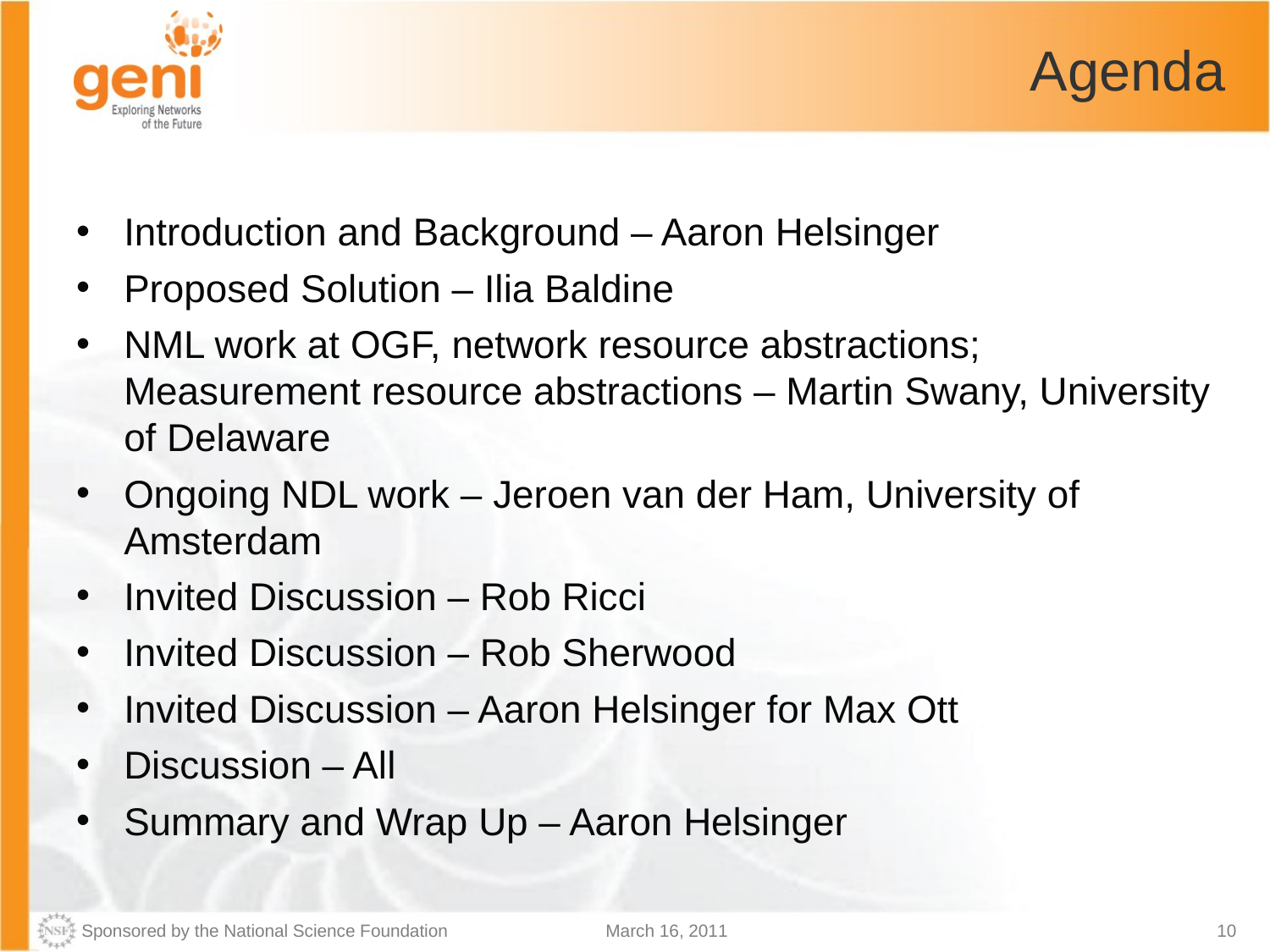# Agenda

- Introduction and Background – Aaron Helsinger
- Proposed Solution – Ilia Baldine
- NML work at OGF, network resource abstractions; Measurement resource abstractions – Martin Swany, University of Delaware
- Ongoing NDL work – Jeroen van der Ham, University of Amsterdam
- Invited Discussion – Rob Ricci
- Invited Discussion – Rob Sherwood
- Invited Discussion – Aaron Helsinger for Max Ott
- Discussion – All
- Summary and Wrap Up – Aaron Helsinger